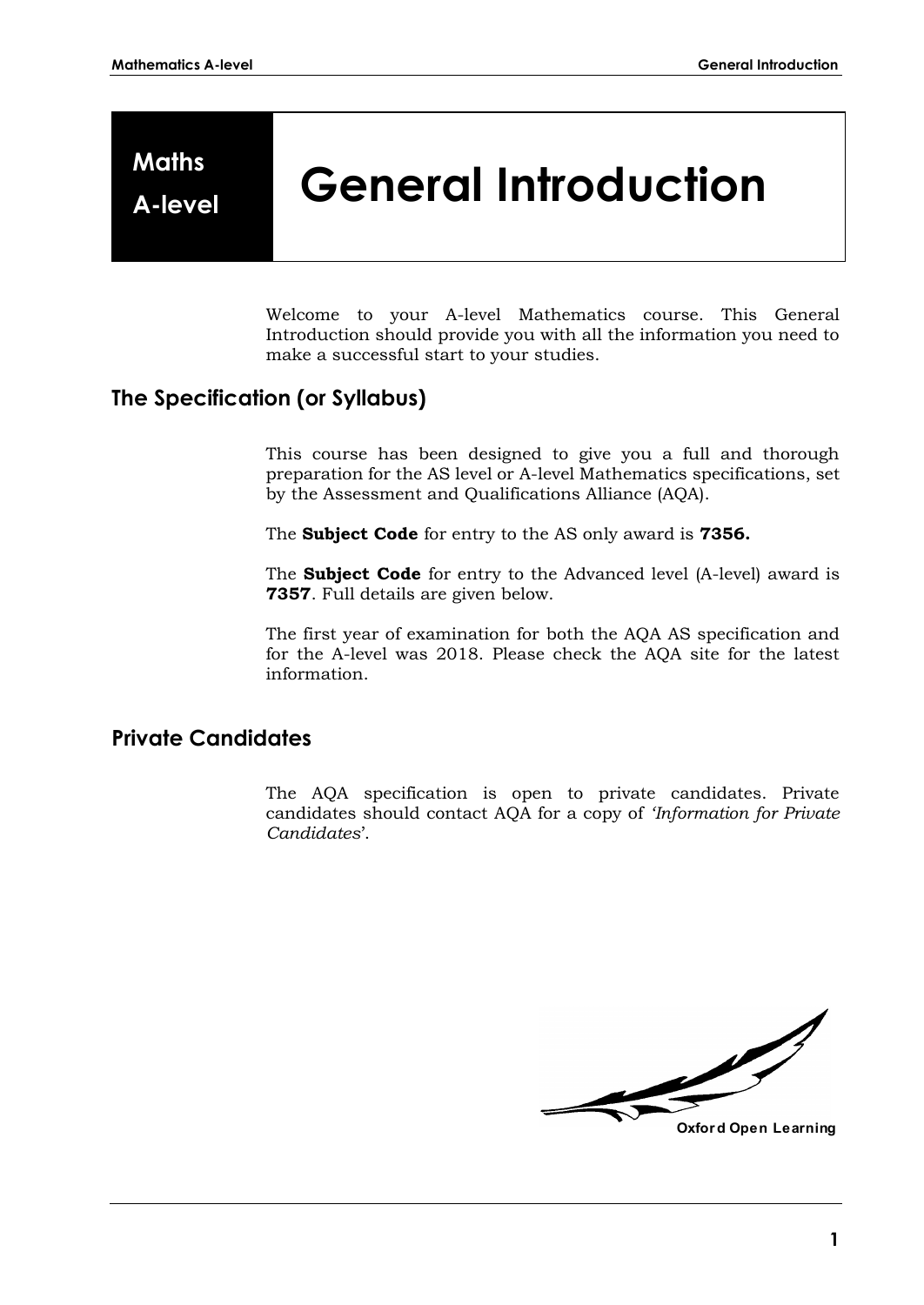# Maths A-level — General Introduction

Welcome to your A-level Mathematics course. This General Introduction should provide you with all the information you need to make a successful start to your studies.

## The Specification (or Syllabus)

This course has been designed to give you a full and thorough preparation for the AS level or A-level Mathematics specifications, set by the Assessment and Qualifications Alliance (AQA).

The **Subject Code** for entry to the AS only award is **7356.**

The **Subject Code** for entry to the Advanced level (A-level) award is **7357**. Full details are given below.

The first year of examination for both the AQA AS specification and for the A-level was 2018. Please check the AQA site for the latest information.

## Private Candidates

The AQA specification is open to private candidates. Private candidates should contact AQA for a copy of *'Information for Private Candidates*'.

Oxford Open Learning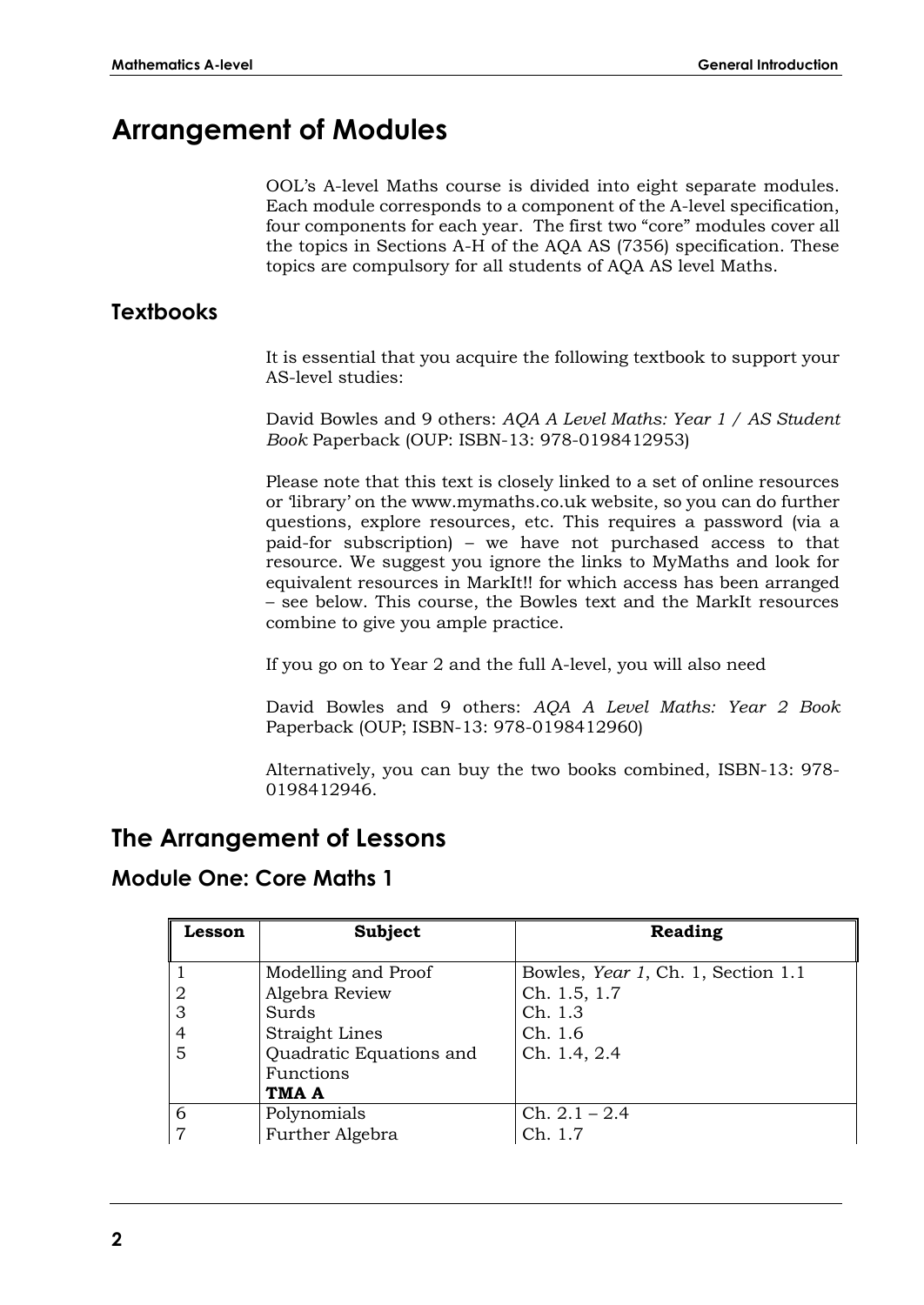# Arrangement of Modules

OOL's A-level Maths course is divided into eight separate modules. Each module corresponds to a component of the A-level specification, four components for each year. The first two "core" modules cover all the topics in Sections A-H of the AQA AS (7356) specification. These topics are compulsory for all students of AQA AS level Maths.

## Textbooks

It is essential that you acquire the following textbook to support your AS-level studies:

David Bowles and 9 others: *AQA A Level Maths: Year 1 / AS Student Book* Paperback (OUP: ISBN-13: 978-0198412953)

Please note that this text is closely linked to a set of online resources or 'library' on the www.mymaths.co.uk website, so you can do further questions, explore resources, etc. This requires a password (via a paid-for subscription) – we have not purchased access to that resource. We suggest you ignore the links to MyMaths and look for equivalent resources in MarkIt!! for which access has been arranged – see below. This course, the Bowles text and the MarkIt resources combine to give you ample practice.

If you go on to Year 2 and the full A-level, you will also need

David Bowles and 9 others: *AQA A Level Maths: Year 2 Book* Paperback (OUP; ISBN-13: 978-0198412960)

Alternatively, you can buy the two books combined, ISBN-13: 978-0198412946.

# The Arrangement of Lessons

## Module One: Core Maths 1

| Lesson | Subject | Reading |
|---|---|---|
| 1 | Modelling and Proof | Bowles, *Year 1*, Ch. 1, Section 1.1 |
| 2 | Algebra Review | Ch. 1.5, 1.7 |
| 3 | Surds | Ch. 1.3 |
| 4 | Straight Lines | Ch. 1.6 |
| 5 | Quadratic Equations and Functions | Ch. 1.4, 2.4 |
| | **TMA A** | |
| 6 | Polynomials | Ch. 2.1 – 2.4 |
| 7 | Further Algebra | Ch. 1.7 |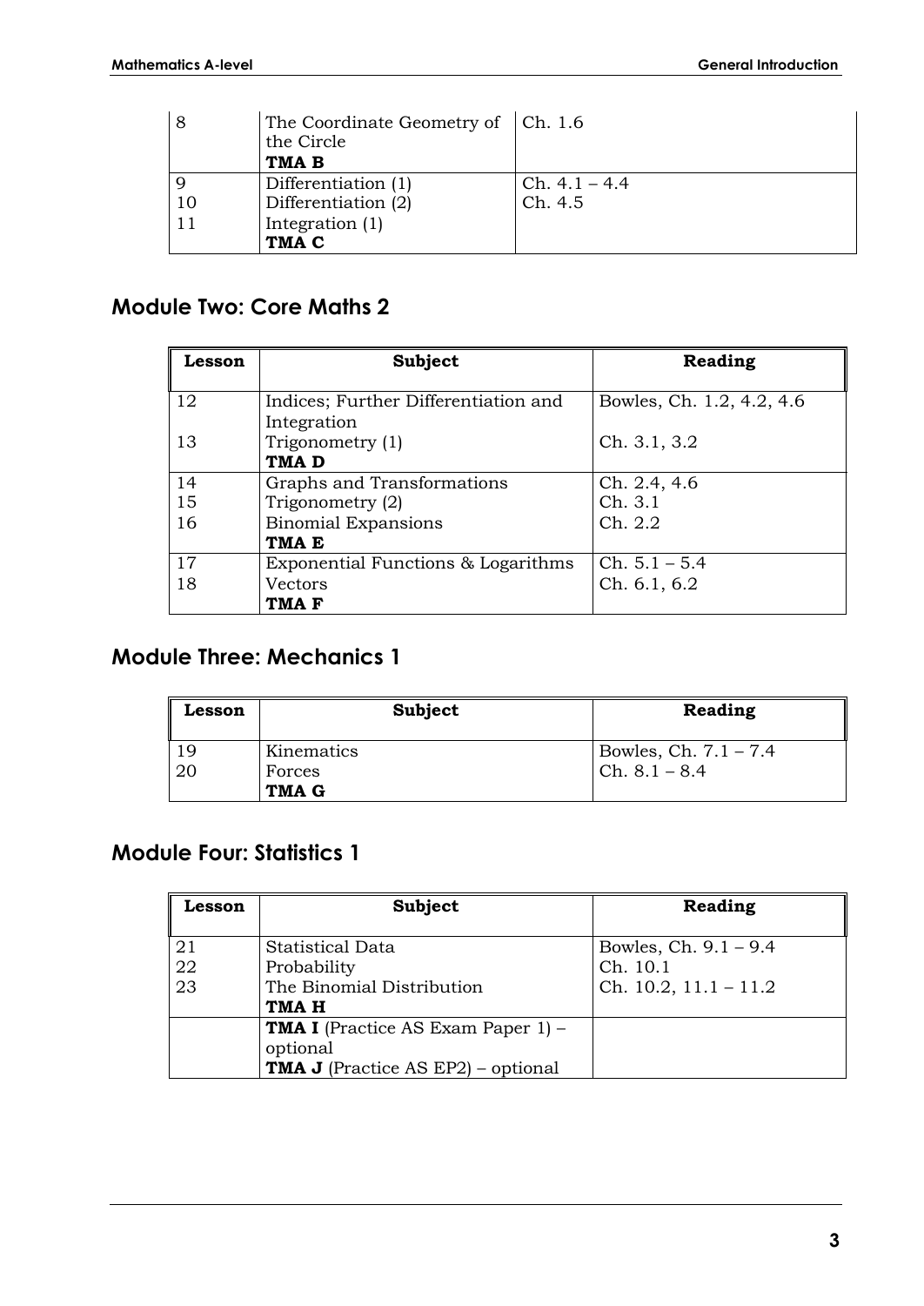| | | |
|---|---|---|
| 8 | The Coordinate Geometry of the Circle<br>**TMA B** | Ch. 1.6 |
| 9<br>10<br>11 | Differentiation (1)<br>Differentiation (2)<br>Integration (1)<br>**TMA C** | Ch. 4.1 – 4.4<br>Ch. 4.5 |

## Module Two: Core Maths 2

| Lesson | Subject | Reading |
|---|---|---|
| 12<br><br>13 | Indices; Further Differentiation and Integration<br>Trigonometry (1)<br>**TMA D** | Bowles, Ch. 1.2, 4.2, 4.6<br><br>Ch. 3.1, 3.2 |
| 14<br>15<br>16 | Graphs and Transformations<br>Trigonometry (2)<br>Binomial Expansions<br>**TMA E** | Ch. 2.4, 4.6<br>Ch. 3.1<br>Ch. 2.2 |
| 17<br>18 | Exponential Functions & Logarithms<br>Vectors<br>**TMA F** | Ch. 5.1 – 5.4<br>Ch. 6.1, 6.2 |

## Module Three: Mechanics 1

| Lesson | Subject | Reading |
|---|---|---|
| 19<br>20 | Kinematics<br>Forces<br>**TMA G** | Bowles, Ch. 7.1 – 7.4<br>Ch. 8.1 – 8.4 |

## Module Four: Statistics 1

| Lesson | Subject | Reading |
|---|---|---|
| 21<br>22<br>23 | Statistical Data<br>Probability<br>The Binomial Distribution<br>**TMA H** | Bowles, Ch. 9.1 – 9.4<br>Ch. 10.1<br>Ch. 10.2, 11.1 – 11.2 |
| | **TMA I** (Practice AS Exam Paper 1) – optional<br>**TMA J** (Practice AS EP2) – optional | |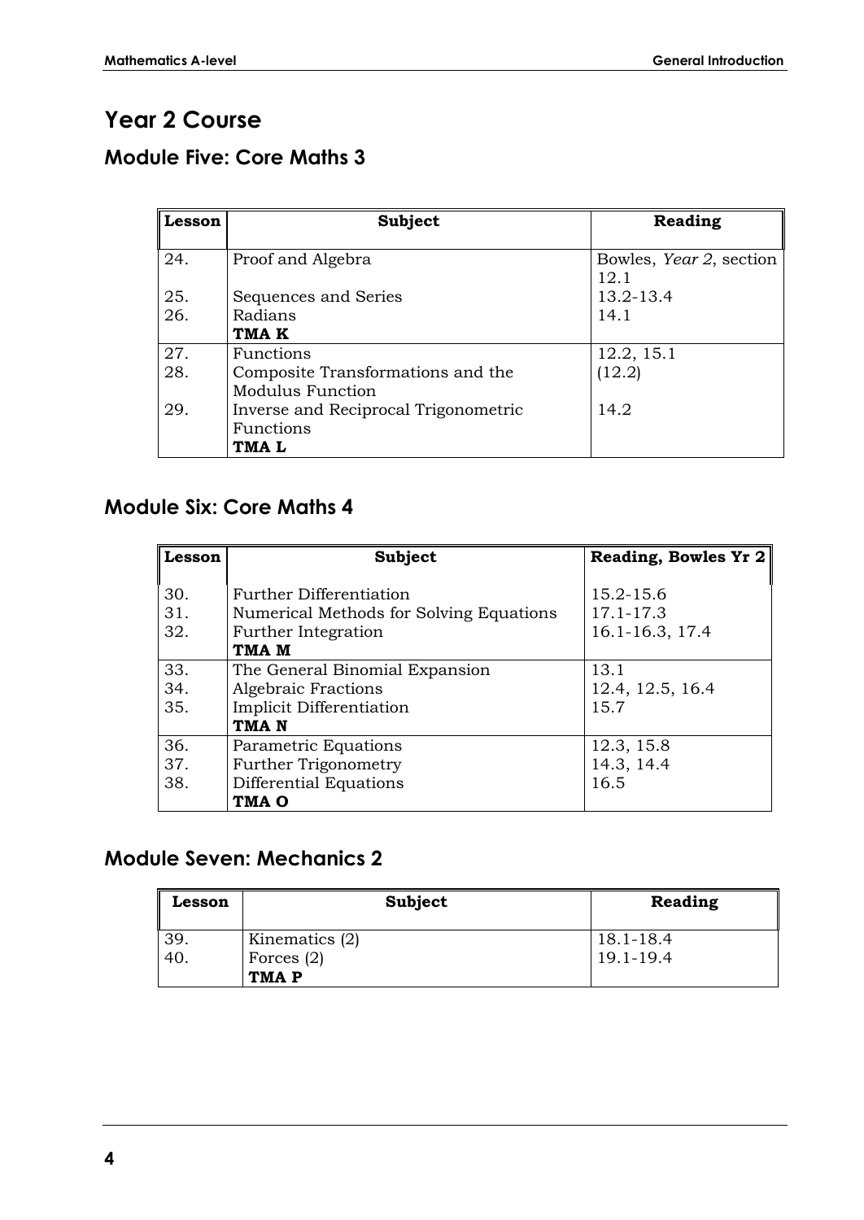## Year 2 Course

### Module Five: Core Maths 3

| Lesson | Subject | Reading |
| --- | --- | --- |
| 24. | Proof and Algebra | Bowles, *Year 2*, section 12.1 |
| 25. | Sequences and Series | 13.2-13.4 |
| 26. | Radians | 14.1 |
| | **TMA K** | |
| 27. | Functions | 12.2, 15.1 |
| 28. | Composite Transformations and the Modulus Function | (12.2) |
| 29. | Inverse and Reciprocal Trigonometric Functions | 14.2 |
| | **TMA L** | |

### Module Six: Core Maths 4

| Lesson | Subject | Reading, Bowles Yr 2 |
| --- | --- | --- |
| 30. | Further Differentiation | 15.2-15.6 |
| 31. | Numerical Methods for Solving Equations | 17.1-17.3 |
| 32. | Further Integration | 16.1-16.3, 17.4 |
| | **TMA M** | |
| 33. | The General Binomial Expansion | 13.1 |
| 34. | Algebraic Fractions | 12.4, 12.5, 16.4 |
| 35. | Implicit Differentiation | 15.7 |
| | **TMA N** | |
| 36. | Parametric Equations | 12.3, 15.8 |
| 37. | Further Trigonometry | 14.3, 14.4 |
| 38. | Differential Equations | 16.5 |
| | **TMA O** | |

### Module Seven: Mechanics 2

| Lesson | Subject | Reading |
| --- | --- | --- |
| 39. | Kinematics (2) | 18.1-18.4 |
| 40. | Forces (2) | 19.1-19.4 |
| | **TMA P** | |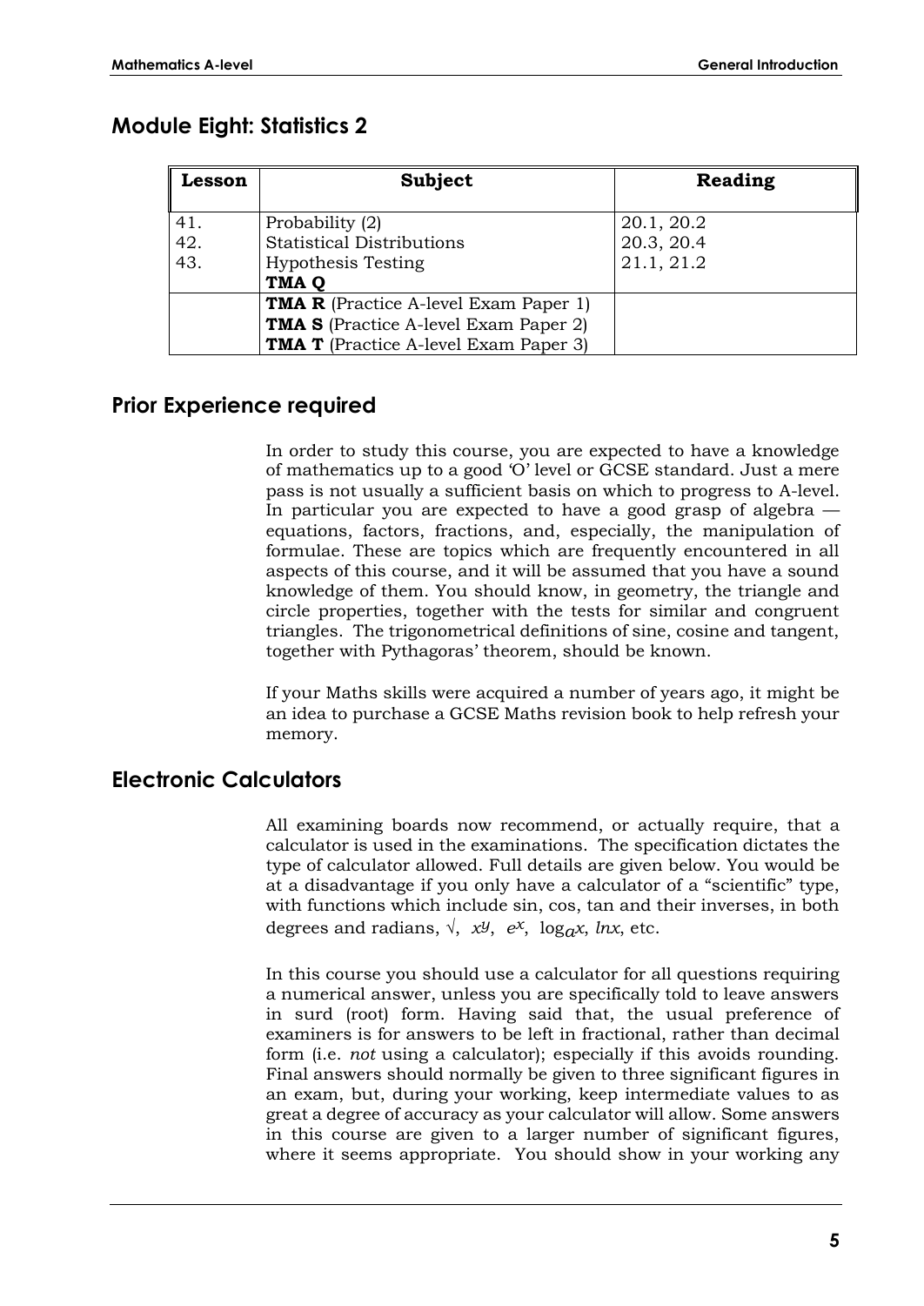## Module Eight: Statistics 2

| Lesson | Subject | Reading |
|---|---|---|
| 41. | Probability (2) | 20.1, 20.2 |
| 42. | Statistical Distributions | 20.3, 20.4 |
| 43. | Hypothesis Testing | 21.1, 21.2 |
| | **TMA Q** | |
| | **TMA R** (Practice A-level Exam Paper 1) | |
| | **TMA S** (Practice A-level Exam Paper 2) | |
| | **TMA T** (Practice A-level Exam Paper 3) | |

## Prior Experience required

In order to study this course, you are expected to have a knowledge of mathematics up to a good 'O' level or GCSE standard. Just a mere pass is not usually a sufficient basis on which to progress to A-level. In particular you are expected to have a good grasp of algebra — equations, factors, fractions, and, especially, the manipulation of formulae. These are topics which are frequently encountered in all aspects of this course, and it will be assumed that you have a sound knowledge of them. You should know, in geometry, the triangle and circle properties, together with the tests for similar and congruent triangles. The trigonometrical definitions of sine, cosine and tangent, together with Pythagoras' theorem, should be known.

If your Maths skills were acquired a number of years ago, it might be an idea to purchase a GCSE Maths revision book to help refresh your memory.

## Electronic Calculators

All examining boards now recommend, or actually require, that a calculator is used in the examinations. The specification dictates the type of calculator allowed. Full details are given below. You would be at a disadvantage if you only have a calculator of a "scientific" type, with functions which include sin, cos, tan and their inverses, in both degrees and radians, $\sqrt{}$, $x^y$, $e^x$, $\log_a x$, $\ln x$, etc.

In this course you should use a calculator for all questions requiring a numerical answer, unless you are specifically told to leave answers in surd (root) form. Having said that, the usual preference of examiners is for answers to be left in fractional, rather than decimal form (i.e. *not* using a calculator); especially if this avoids rounding. Final answers should normally be given to three significant figures in an exam, but, during your working, keep intermediate values to as great a degree of accuracy as your calculator will allow. Some answers in this course are given to a larger number of significant figures, where it seems appropriate. You should show in your working any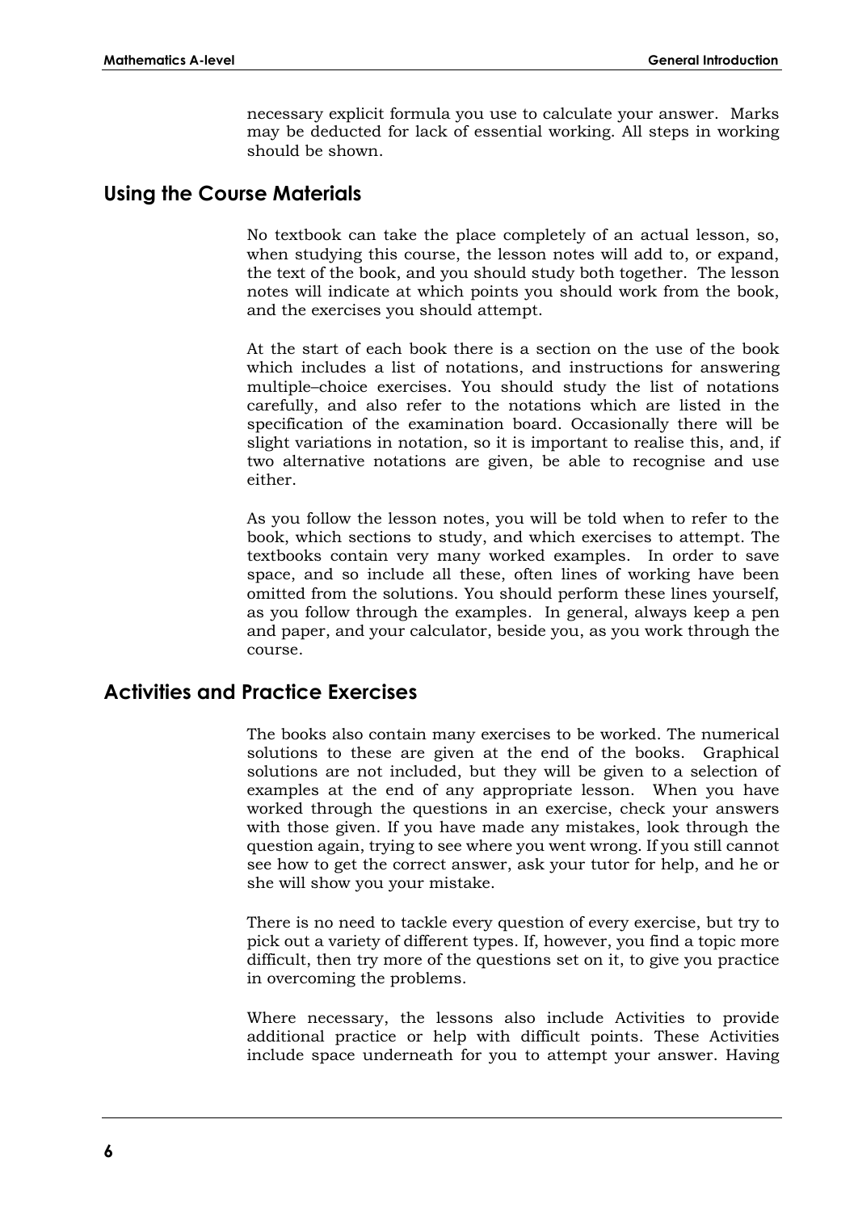necessary explicit formula you use to calculate your answer. Marks may be deducted for lack of essential working. All steps in working should be shown.

## Using the Course Materials

No textbook can take the place completely of an actual lesson, so, when studying this course, the lesson notes will add to, or expand, the text of the book, and you should study both together. The lesson notes will indicate at which points you should work from the book, and the exercises you should attempt.

At the start of each book there is a section on the use of the book which includes a list of notations, and instructions for answering multiple–choice exercises. You should study the list of notations carefully, and also refer to the notations which are listed in the specification of the examination board. Occasionally there will be slight variations in notation, so it is important to realise this, and, if two alternative notations are given, be able to recognise and use either.

As you follow the lesson notes, you will be told when to refer to the book, which sections to study, and which exercises to attempt. The textbooks contain very many worked examples. In order to save space, and so include all these, often lines of working have been omitted from the solutions. You should perform these lines yourself, as you follow through the examples. In general, always keep a pen and paper, and your calculator, beside you, as you work through the course.

## Activities and Practice Exercises

The books also contain many exercises to be worked. The numerical solutions to these are given at the end of the books. Graphical solutions are not included, but they will be given to a selection of examples at the end of any appropriate lesson. When you have worked through the questions in an exercise, check your answers with those given. If you have made any mistakes, look through the question again, trying to see where you went wrong. If you still cannot see how to get the correct answer, ask your tutor for help, and he or she will show you your mistake.

There is no need to tackle every question of every exercise, but try to pick out a variety of different types. If, however, you find a topic more difficult, then try more of the questions set on it, to give you practice in overcoming the problems.

Where necessary, the lessons also include Activities to provide additional practice or help with difficult points. These Activities include space underneath for you to attempt your answer. Having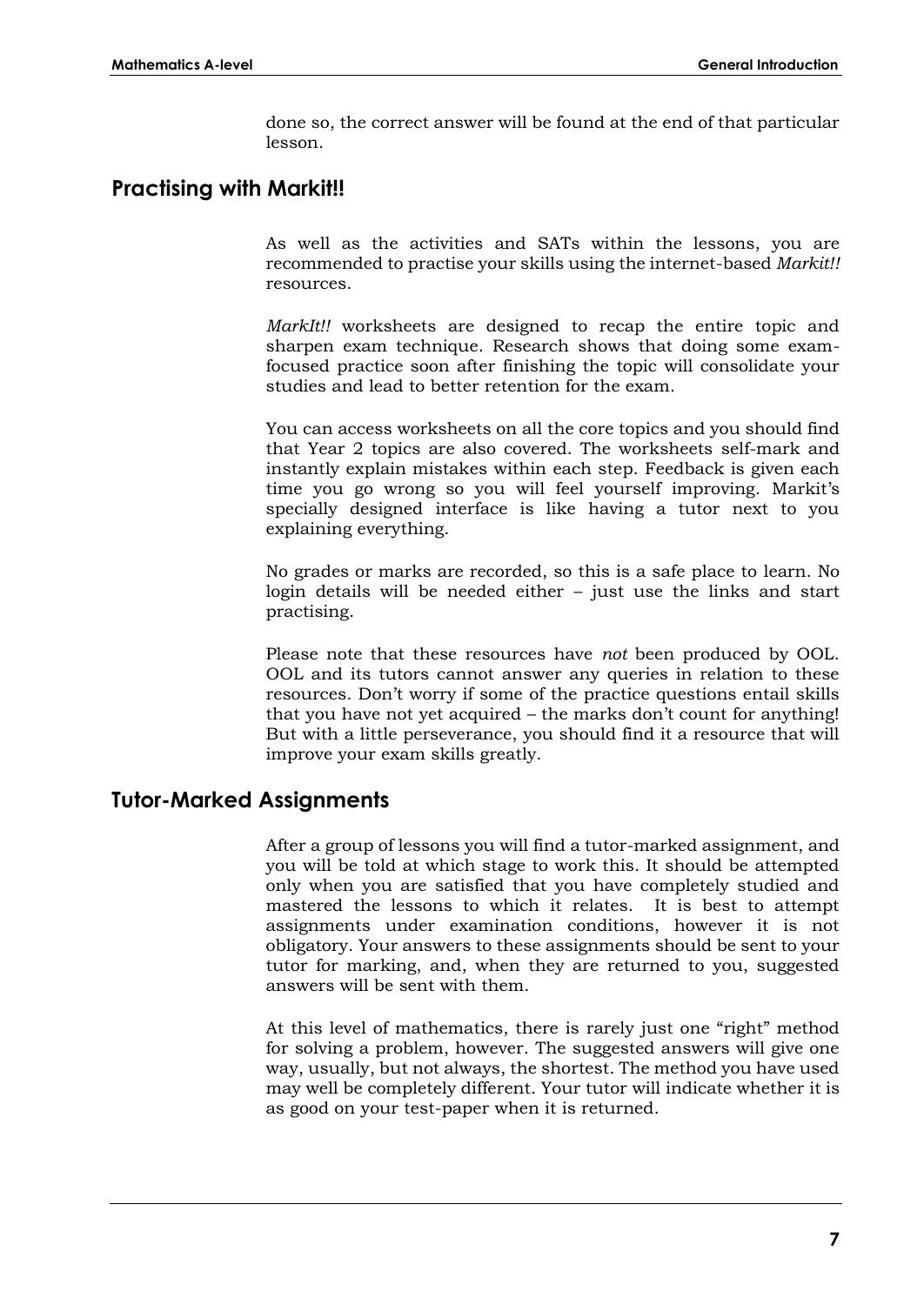done so, the correct answer will be found at the end of that particular lesson.

## Practising with Markit!!

As well as the activities and SATs within the lessons, you are recommended to practise your skills using the internet-based *Markit!!* resources.

*MarkIt!!* worksheets are designed to recap the entire topic and sharpen exam technique. Research shows that doing some exam-focused practice soon after finishing the topic will consolidate your studies and lead to better retention for the exam.

You can access worksheets on all the core topics and you should find that Year 2 topics are also covered. The worksheets self-mark and instantly explain mistakes within each step. Feedback is given each time you go wrong so you will feel yourself improving. Markit's specially designed interface is like having a tutor next to you explaining everything.

No grades or marks are recorded, so this is a safe place to learn. No login details will be needed either – just use the links and start practising.

Please note that these resources have *not* been produced by OOL. OOL and its tutors cannot answer any queries in relation to these resources. Don't worry if some of the practice questions entail skills that you have not yet acquired – the marks don't count for anything! But with a little perseverance, you should find it a resource that will improve your exam skills greatly.

## Tutor-Marked Assignments

After a group of lessons you will find a tutor-marked assignment, and you will be told at which stage to work this. It should be attempted only when you are satisfied that you have completely studied and mastered the lessons to which it relates. It is best to attempt assignments under examination conditions, however it is not obligatory. Your answers to these assignments should be sent to your tutor for marking, and, when they are returned to you, suggested answers will be sent with them.

At this level of mathematics, there is rarely just one "right" method for solving a problem, however. The suggested answers will give one way, usually, but not always, the shortest. The method you have used may well be completely different. Your tutor will indicate whether it is as good on your test-paper when it is returned.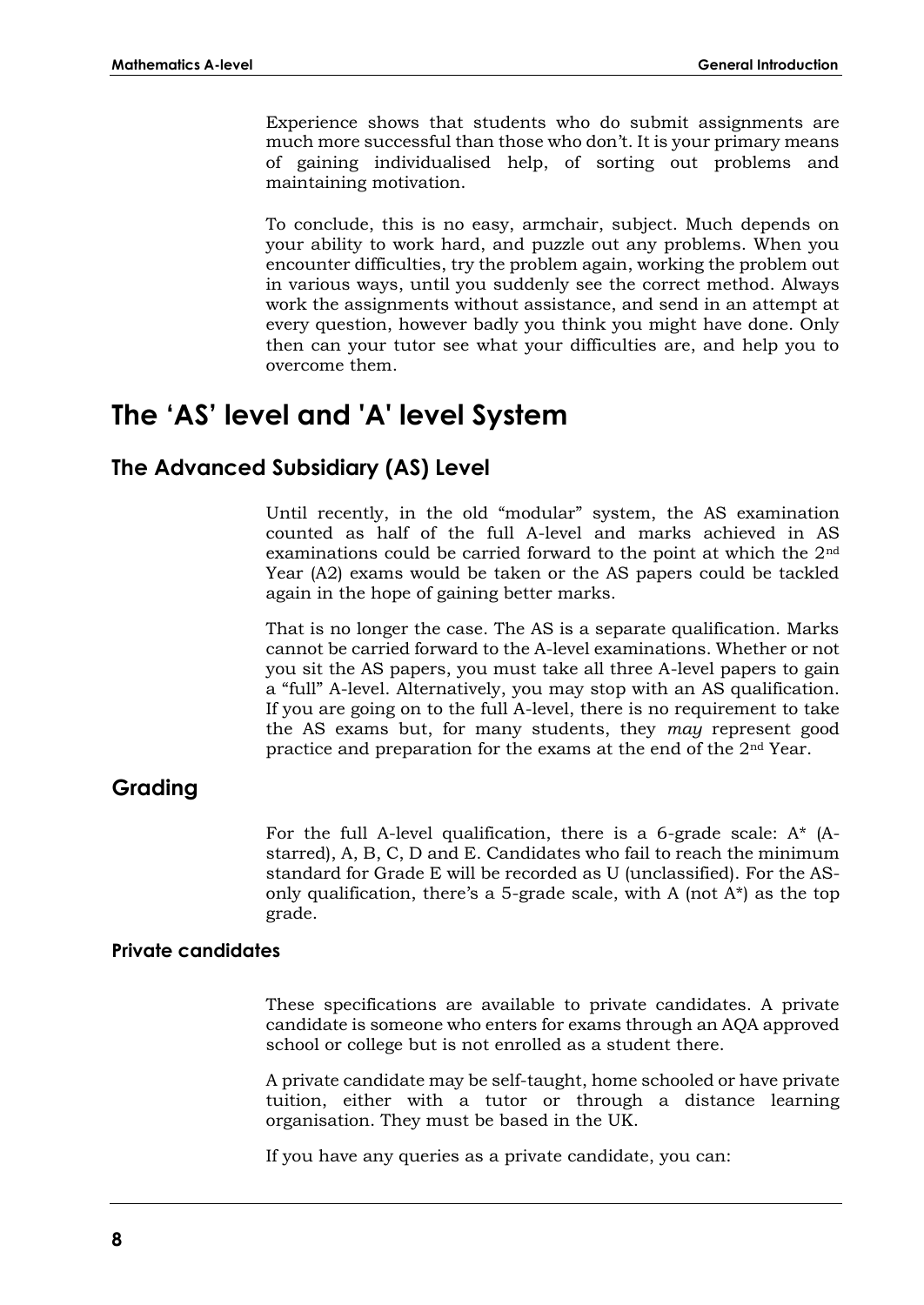Experience shows that students who do submit assignments are much more successful than those who don't. It is your primary means of gaining individualised help, of sorting out problems and maintaining motivation.

To conclude, this is no easy, armchair, subject. Much depends on your ability to work hard, and puzzle out any problems. When you encounter difficulties, try the problem again, working the problem out in various ways, until you suddenly see the correct method. Always work the assignments without assistance, and send in an attempt at every question, however badly you think you might have done. Only then can your tutor see what your difficulties are, and help you to overcome them.

# The 'AS' level and 'A' level System

## The Advanced Subsidiary (AS) Level

Until recently, in the old "modular" system, the AS examination counted as half of the full A-level and marks achieved in AS examinations could be carried forward to the point at which the 2nd Year (A2) exams would be taken or the AS papers could be tackled again in the hope of gaining better marks.

That is no longer the case. The AS is a separate qualification. Marks cannot be carried forward to the A-level examinations. Whether or not you sit the AS papers, you must take all three A-level papers to gain a "full" A-level. Alternatively, you may stop with an AS qualification. If you are going on to the full A-level, there is no requirement to take the AS exams but, for many students, they *may* represent good practice and preparation for the exams at the end of the 2nd Year.

## Grading

For the full A-level qualification, there is a 6-grade scale: A* (A-starred), A, B, C, D and E. Candidates who fail to reach the minimum standard for Grade E will be recorded as U (unclassified). For the AS-only qualification, there's a 5-grade scale, with A (not A*) as the top grade.

### Private candidates

These specifications are available to private candidates. A private candidate is someone who enters for exams through an AQA approved school or college but is not enrolled as a student there.

A private candidate may be self-taught, home schooled or have private tuition, either with a tutor or through a distance learning organisation. They must be based in the UK.

If you have any queries as a private candidate, you can: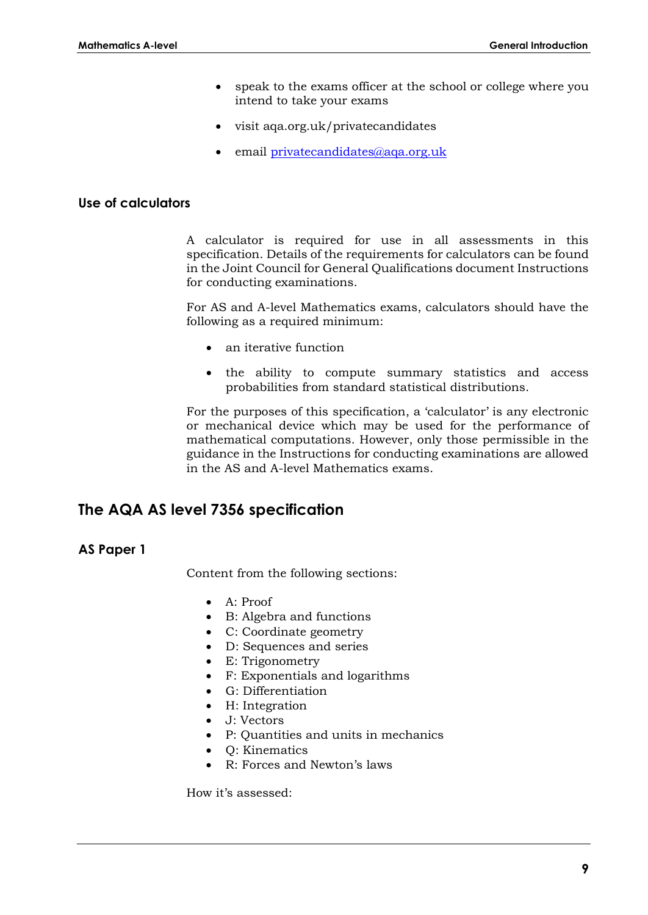- speak to the exams officer at the school or college where you intend to take your exams
- visit aqa.org.uk/privatecandidates
- email privatecandidates@aqa.org.uk

### Use of calculators

A calculator is required for use in all assessments in this specification. Details of the requirements for calculators can be found in the Joint Council for General Qualifications document Instructions for conducting examinations.

For AS and A-level Mathematics exams, calculators should have the following as a required minimum:

- an iterative function
- the ability to compute summary statistics and access probabilities from standard statistical distributions.

For the purposes of this specification, a 'calculator' is any electronic or mechanical device which may be used for the performance of mathematical computations. However, only those permissible in the guidance in the Instructions for conducting examinations are allowed in the AS and A-level Mathematics exams.

## The AQA AS level 7356 specification

### AS Paper 1

Content from the following sections:

- A: Proof
- B: Algebra and functions
- C: Coordinate geometry
- D: Sequences and series
- E: Trigonometry
- F: Exponentials and logarithms
- G: Differentiation
- H: Integration
- J: Vectors
- P: Quantities and units in mechanics
- Q: Kinematics
- R: Forces and Newton's laws

How it's assessed: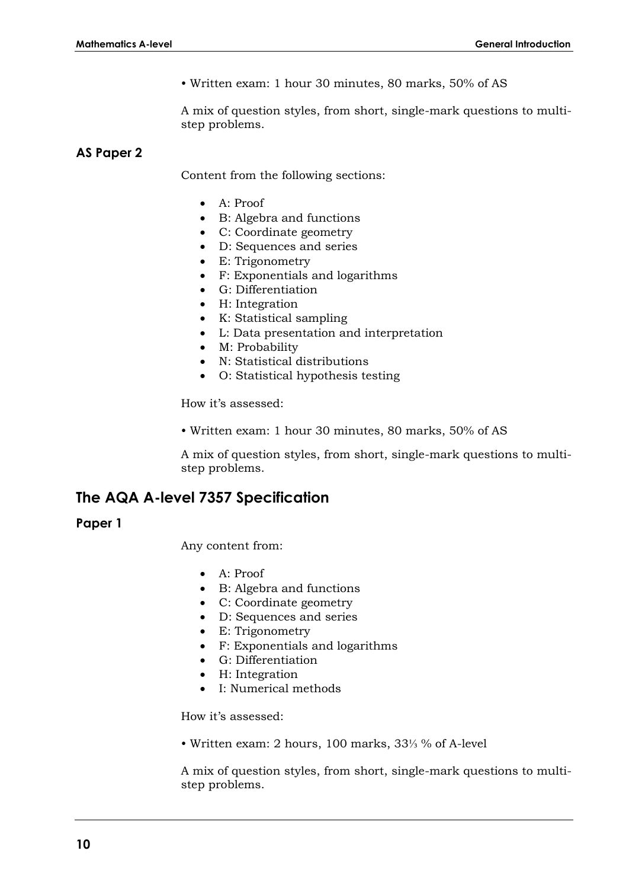• Written exam: 1 hour 30 minutes, 80 marks, 50% of AS

A mix of question styles, from short, single-mark questions to multi-step problems.

### AS Paper 2

Content from the following sections:

- A: Proof
- B: Algebra and functions
- C: Coordinate geometry
- D: Sequences and series
- E: Trigonometry
- F: Exponentials and logarithms
- G: Differentiation
- H: Integration
- K: Statistical sampling
- L: Data presentation and interpretation
- M: Probability
- N: Statistical distributions
- O: Statistical hypothesis testing

How it's assessed:

• Written exam: 1 hour 30 minutes, 80 marks, 50% of AS

A mix of question styles, from short, single-mark questions to multi-step problems.

## The AQA A-level 7357 Specification

### Paper 1

Any content from:

- A: Proof
- B: Algebra and functions
- C: Coordinate geometry
- D: Sequences and series
- E: Trigonometry
- F: Exponentials and logarithms
- G: Differentiation
- H: Integration
- I: Numerical methods

How it's assessed:

• Written exam: 2 hours, 100 marks, 33⅓ % of A-level

A mix of question styles, from short, single-mark questions to multi-step problems.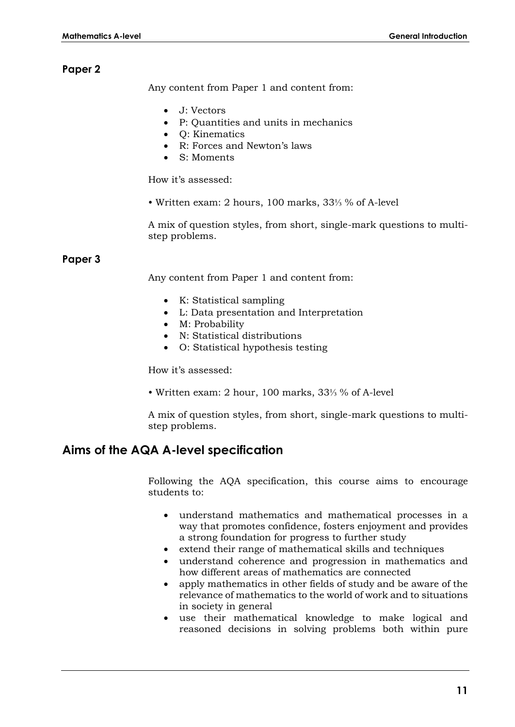### Paper 2

Any content from Paper 1 and content from:

- J: Vectors
- P: Quantities and units in mechanics
- Q: Kinematics
- R: Forces and Newton's laws
- S: Moments

How it's assessed:

• Written exam: 2 hours, 100 marks, 33⅓ % of A-level

A mix of question styles, from short, single-mark questions to multi-step problems.

### Paper 3

Any content from Paper 1 and content from:

- K: Statistical sampling
- L: Data presentation and Interpretation
- M: Probability
- N: Statistical distributions
- O: Statistical hypothesis testing

How it's assessed:

• Written exam: 2 hour, 100 marks, 33⅓ % of A-level

A mix of question styles, from short, single-mark questions to multi-step problems.

## Aims of the AQA A-level specification

Following the AQA specification, this course aims to encourage students to:

- understand mathematics and mathematical processes in a way that promotes confidence, fosters enjoyment and provides a strong foundation for progress to further study
- extend their range of mathematical skills and techniques
- understand coherence and progression in mathematics and how different areas of mathematics are connected
- apply mathematics in other fields of study and be aware of the relevance of mathematics to the world of work and to situations in society in general
- use their mathematical knowledge to make logical and reasoned decisions in solving problems both within pure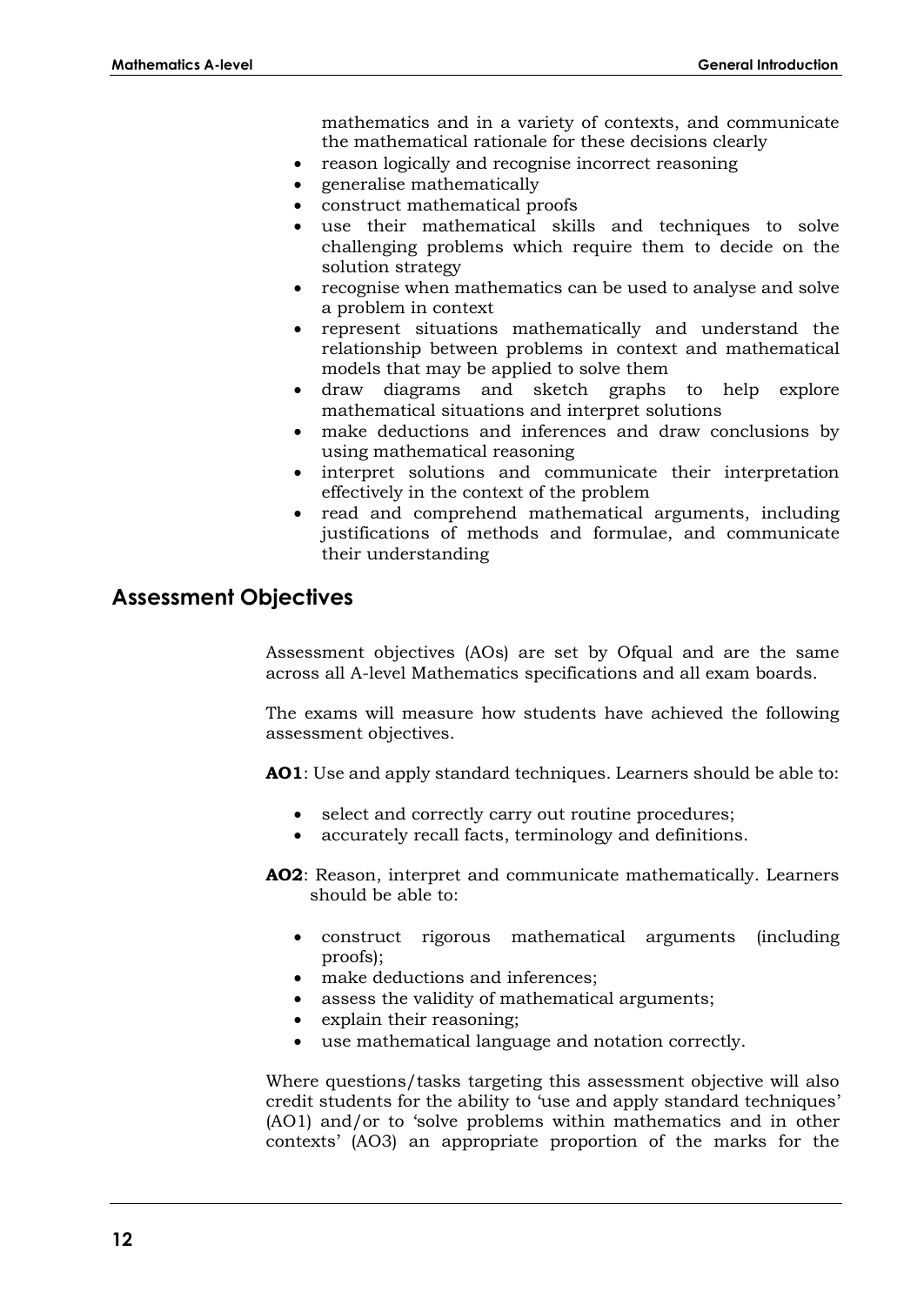mathematics and in a variety of contexts, and communicate the mathematical rationale for these decisions clearly

- reason logically and recognise incorrect reasoning
- generalise mathematically
- construct mathematical proofs
- use their mathematical skills and techniques to solve challenging problems which require them to decide on the solution strategy
- recognise when mathematics can be used to analyse and solve a problem in context
- represent situations mathematically and understand the relationship between problems in context and mathematical models that may be applied to solve them
- draw diagrams and sketch graphs to help explore mathematical situations and interpret solutions
- make deductions and inferences and draw conclusions by using mathematical reasoning
- interpret solutions and communicate their interpretation effectively in the context of the problem
- read and comprehend mathematical arguments, including justifications of methods and formulae, and communicate their understanding

## Assessment Objectives

Assessment objectives (AOs) are set by Ofqual and are the same across all A-level Mathematics specifications and all exam boards.

The exams will measure how students have achieved the following assessment objectives.

**AO1**: Use and apply standard techniques. Learners should be able to:

- select and correctly carry out routine procedures;
- accurately recall facts, terminology and definitions.

**AO2**: Reason, interpret and communicate mathematically. Learners should be able to:

- construct rigorous mathematical arguments (including proofs);
- make deductions and inferences;
- assess the validity of mathematical arguments;
- explain their reasoning;
- use mathematical language and notation correctly.

Where questions/tasks targeting this assessment objective will also credit students for the ability to 'use and apply standard techniques' (AO1) and/or to 'solve problems within mathematics and in other contexts' (AO3) an appropriate proportion of the marks for the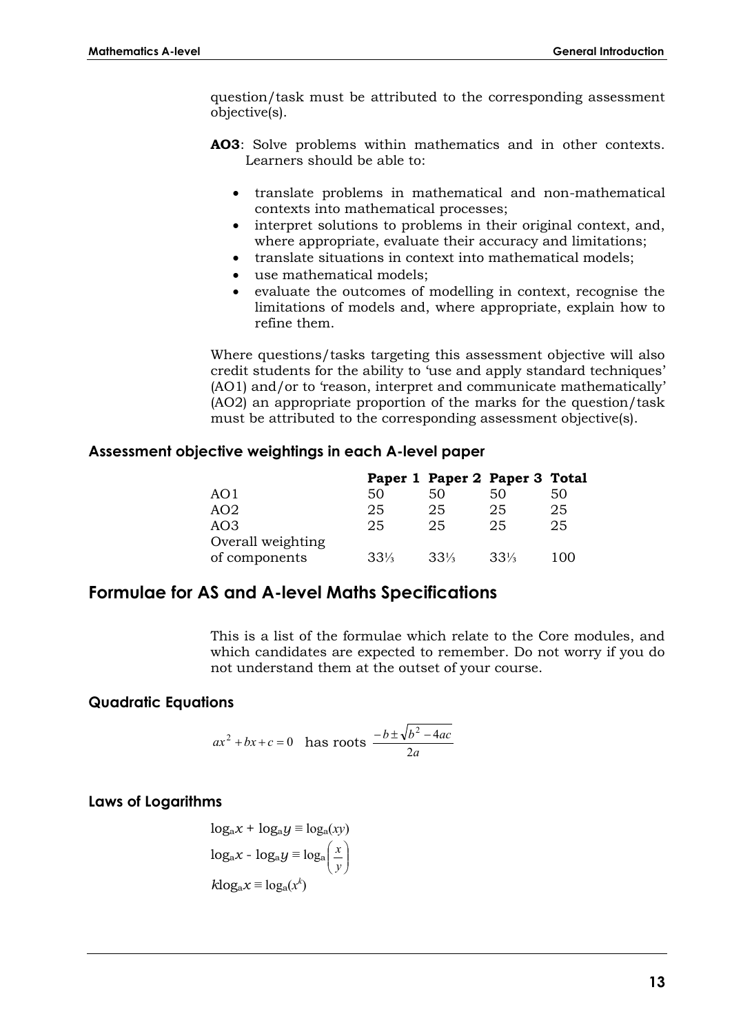question/task must be attributed to the corresponding assessment objective(s).

**AO3**: Solve problems within mathematics and in other contexts. Learners should be able to:

- translate problems in mathematical and non-mathematical contexts into mathematical processes;
- interpret solutions to problems in their original context, and, where appropriate, evaluate their accuracy and limitations;
- translate situations in context into mathematical models;
- use mathematical models;
- evaluate the outcomes of modelling in context, recognise the limitations of models and, where appropriate, explain how to refine them.

Where questions/tasks targeting this assessment objective will also credit students for the ability to 'use and apply standard techniques' (AO1) and/or to 'reason, interpret and communicate mathematically' (AO2) an appropriate proportion of the marks for the question/task must be attributed to the corresponding assessment objective(s).

### Assessment objective weightings in each A-level paper

| | Paper 1 | Paper 2 | Paper 3 | Total |
|---|---|---|---|---|
| AO1 | 50 | 50 | 50 | 50 |
| AO2 | 25 | 25 | 25 | 25 |
| AO3 | 25 | 25 | 25 | 25 |
| Overall weighting of components | 33⅓ | 33⅓ | 33⅓ | 100 |

## Formulae for AS and A-level Maths Specifications

This is a list of the formulae which relate to the Core modules, and which candidates are expected to remember. Do not worry if you do not understand them at the outset of your course.

### Quadratic Equations

$ax^2 + bx + c = 0$ has roots $\dfrac{-b \pm \sqrt{b^2 - 4ac}}{2a}$

### Laws of Logarithms

$$\log_a x + \log_a y \equiv \log_a(xy)$$

$$\log_a x - \log_a y \equiv \log_a\left(\frac{x}{y}\right)$$

$$k\log_a x \equiv \log_a(x^k)$$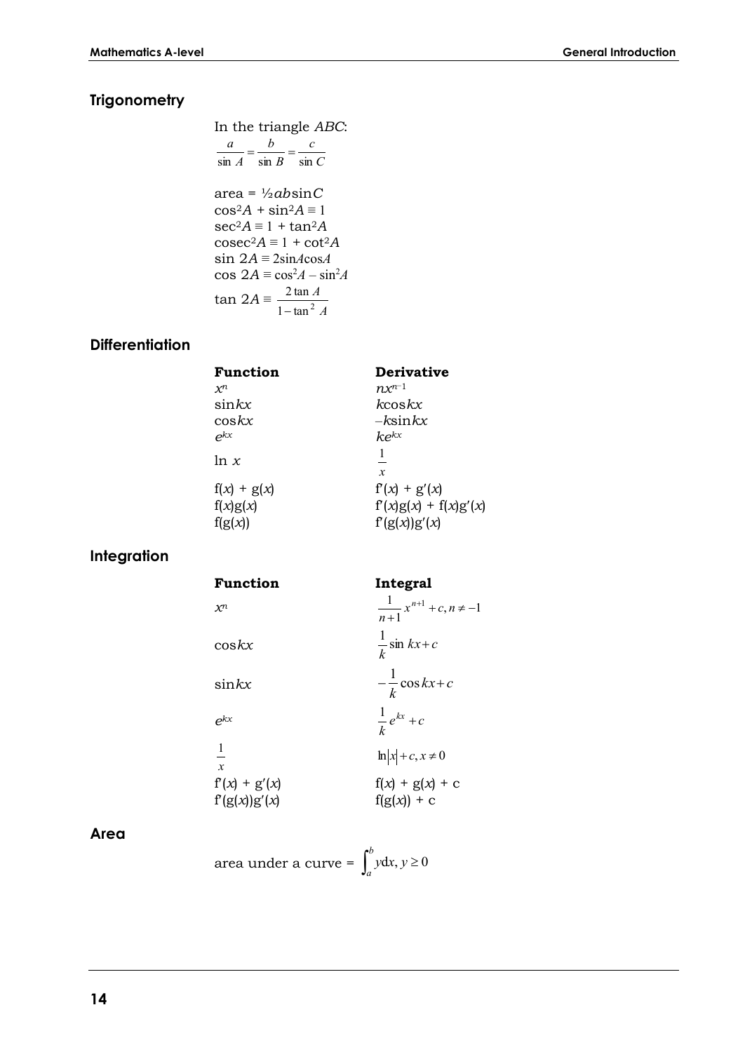## Trigonometry

In the triangle $ABC$:

$$\frac{a}{\sin A} = \frac{b}{\sin B} = \frac{c}{\sin C}$$

area = $\frac{1}{2}ab\sin C$

$\cos^2 A + \sin^2 A \equiv 1$

$\sec^2 A \equiv 1 + \tan^2 A$

$\text{cosec}^2 A \equiv 1 + \cot^2 A$

$\sin 2A \equiv 2\sin A\cos A$

$\cos 2A \equiv \cos^2 A - \sin^2 A$

$\tan 2A \equiv \dfrac{2\tan A}{1 - \tan^2 A}$

## Differentiation

| **Function** | **Derivative** |
| --- | --- |
| $x^n$ | $nx^{n-1}$ |
| $\sin kx$ | $k\cos kx$ |
| $\cos kx$ | $-k\sin kx$ |
| $e^{kx}$ | $ke^{kx}$ |
| $\ln x$ | $\frac{1}{x}$ |
| $f(x) + g(x)$ | $f'(x) + g'(x)$ |
| $f(x)g(x)$ | $f'(x)g(x) + f(x)g'(x)$ |
| $f(g(x))$ | $f'(g(x))g'(x)$ |

## Integration

| **Function** | **Integral** |
| --- | --- |
| $x^n$ | $\frac{1}{n+1}x^{n+1} + c, n \neq -1$ |
| $\cos kx$ | $\frac{1}{k}\sin kx + c$ |
| $\sin kx$ | $-\frac{1}{k}\cos kx + c$ |
| $e^{kx}$ | $\frac{1}{k}e^{kx} + c$ |
| $\frac{1}{x}$ | $\ln\lvert x\rvert + c, x \neq 0$ |
| $f'(x) + g'(x)$ | $f(x) + g(x) + c$ |
| $f'(g(x))g'(x)$ | $f(g(x)) + c$ |

## Area

area under a curve = $\int_a^b y\,dx, y \geq 0$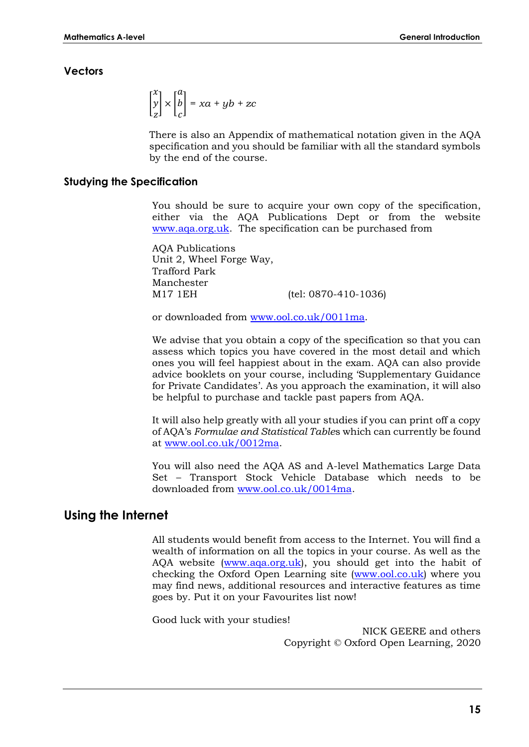### Vectors

$$\begin{bmatrix} x \\ y \\ z \end{bmatrix} \times \begin{bmatrix} a \\ b \\ c \end{bmatrix} = xa + yb + zc$$

There is also an Appendix of mathematical notation given in the AQA specification and you should be familiar with all the standard symbols by the end of the course.

### Studying the Specification

You should be sure to acquire your own copy of the specification, either via the AQA Publications Dept or from the website www.aqa.org.uk. The specification can be purchased from

AQA Publications  
Unit 2, Wheel Forge Way,  
Trafford Park  
Manchester  
M17 1EH (tel: 0870-410-1036)

or downloaded from www.ool.co.uk/0011ma.

We advise that you obtain a copy of the specification so that you can assess which topics you have covered in the most detail and which ones you will feel happiest about in the exam. AQA can also provide advice booklets on your course, including 'Supplementary Guidance for Private Candidates'. As you approach the examination, it will also be helpful to purchase and tackle past papers from AQA.

It will also help greatly with all your studies if you can print off a copy of AQA's *Formulae and Statistical Table*s which can currently be found at www.ool.co.uk/0012ma.

You will also need the AQA AS and A-level Mathematics Large Data Set – Transport Stock Vehicle Database which needs to be downloaded from www.ool.co.uk/0014ma.

## Using the Internet

All students would benefit from access to the Internet. You will find a wealth of information on all the topics in your course. As well as the AQA website (www.aqa.org.uk), you should get into the habit of checking the Oxford Open Learning site (www.ool.co.uk) where you may find news, additional resources and interactive features as time goes by. Put it on your Favourites list now!

Good luck with your studies!

NICK GEERE and others  
Copyright © Oxford Open Learning, 2020